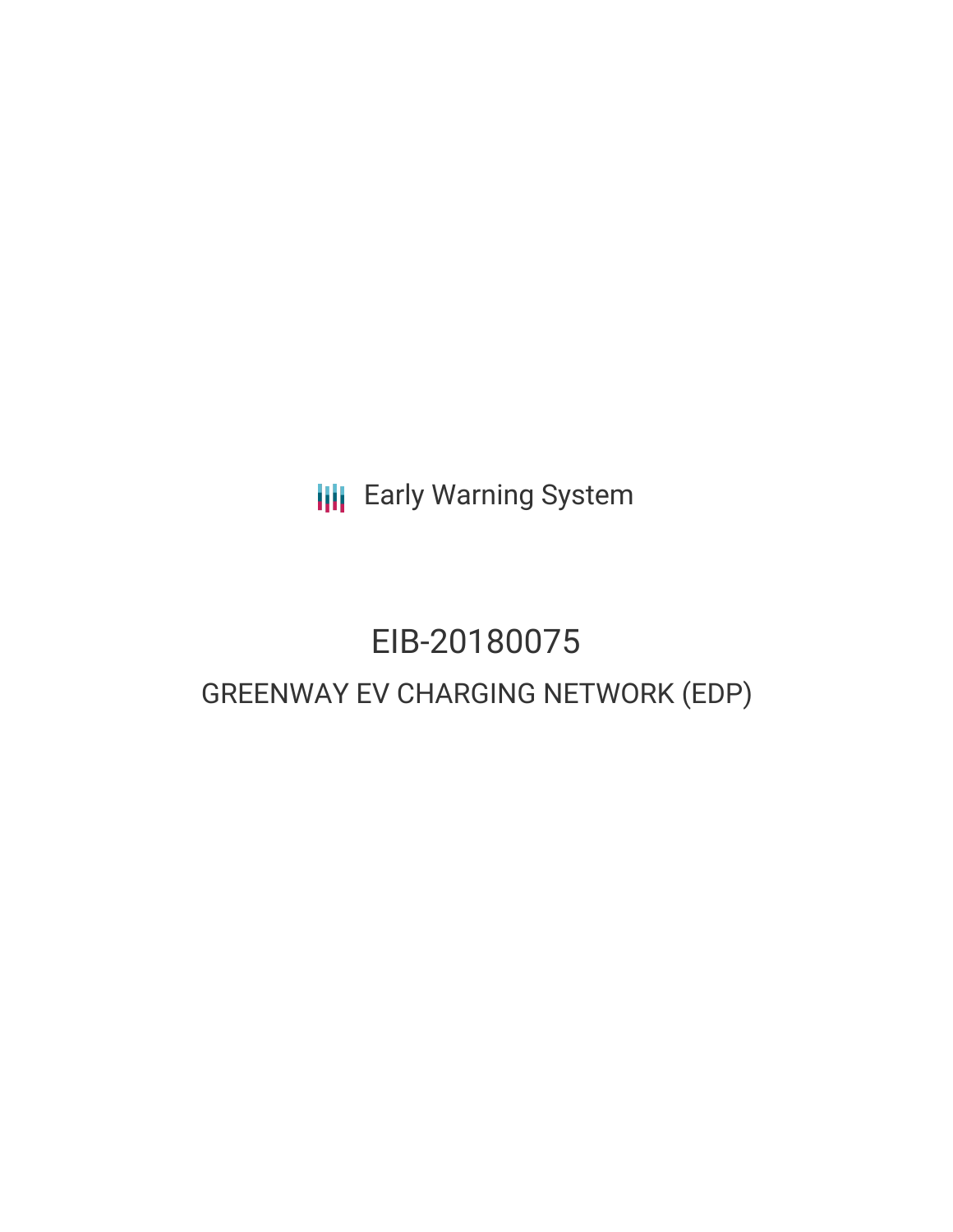Early Warning System

# EIB-20180075

## GREENWAY EV CHARGING NETWORK (EDP)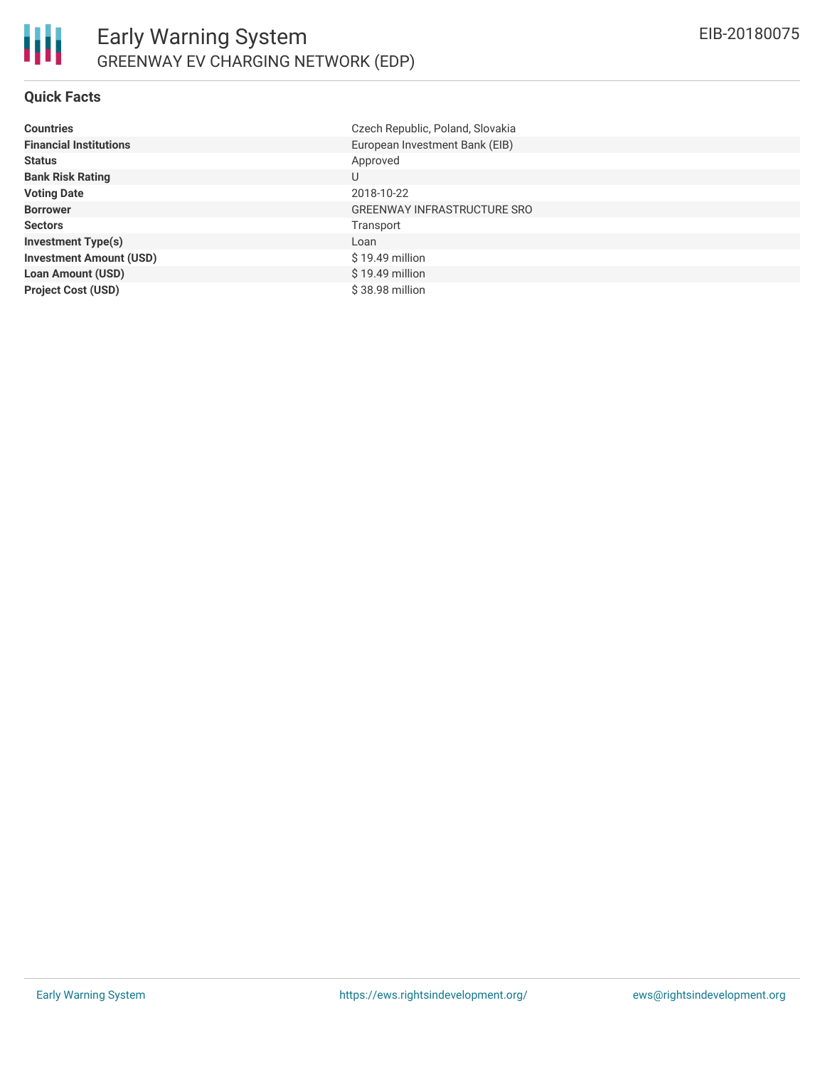# Early Warning System

## GREENWAY EV CHARGING NETWORK (EDP)

EIB-20180075

### Quick Facts

| | |
|---|---|
| **Countries** | Czech Republic, Poland, Slovakia |
| **Financial Institutions** | European Investment Bank (EIB) |
| **Status** | Approved |
| **Bank Risk Rating** | U |
| **Voting Date** | 2018-10-22 |
| **Borrower** | GREENWAY INFRASTRUCTURE SRO |
| **Sectors** | Transport |
| **Investment Type(s)** | Loan |
| **Investment Amount (USD)** | $ 19.49 million |
| **Loan Amount (USD)** | $ 19.49 million |
| **Project Cost (USD)** | $ 38.98 million |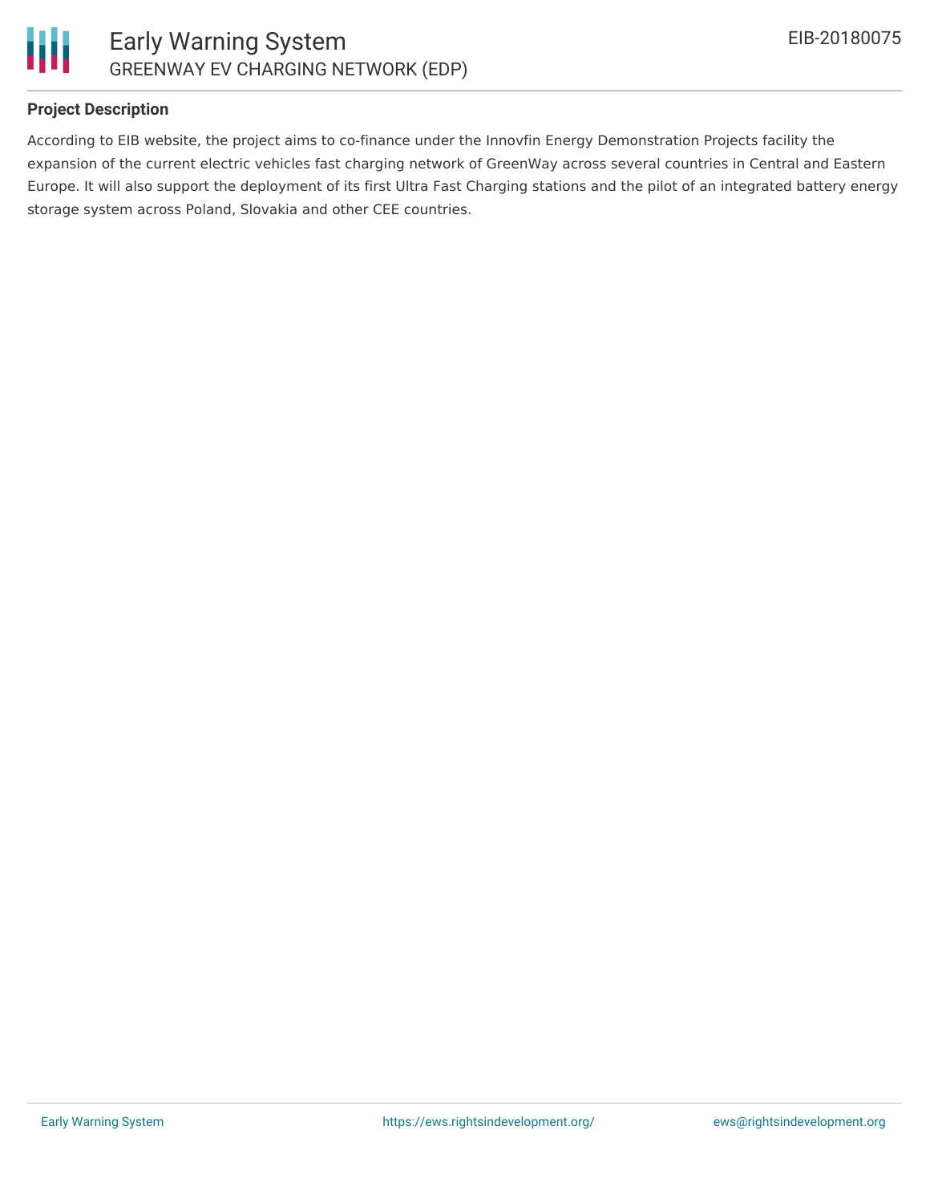## Project Description

According to EIB website, the project aims to co-finance under the Innovfin Energy Demonstration Projects facility the expansion of the current electric vehicles fast charging network of GreenWay across several countries in Central and Eastern Europe. It will also support the deployment of its first Ultra Fast Charging stations and the pilot of an integrated battery energy storage system across Poland, Slovakia and other CEE countries.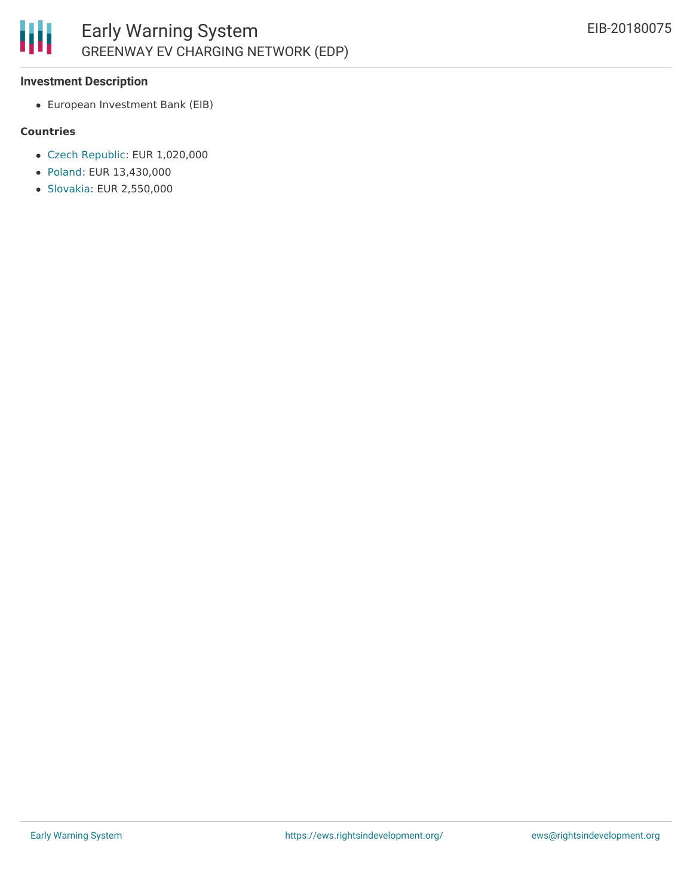### Investment Description

- European Investment Bank (EIB)

### Countries

- Czech Republic: EUR 1,020,000
- Poland: EUR 13,430,000
- Slovakia: EUR 2,550,000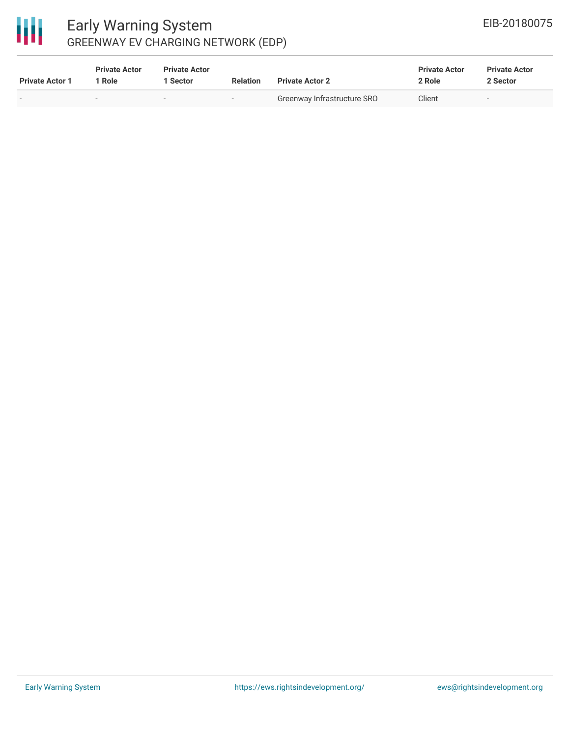| Private Actor 1 | Private Actor 1 Role | Private Actor 1 Sector | Relation | Private Actor 2 | Private Actor 2 Role | Private Actor 2 Sector |
|---|---|---|---|---|---|---|
| - | - | - | - | Greenway Infrastructure SRO | Client | - |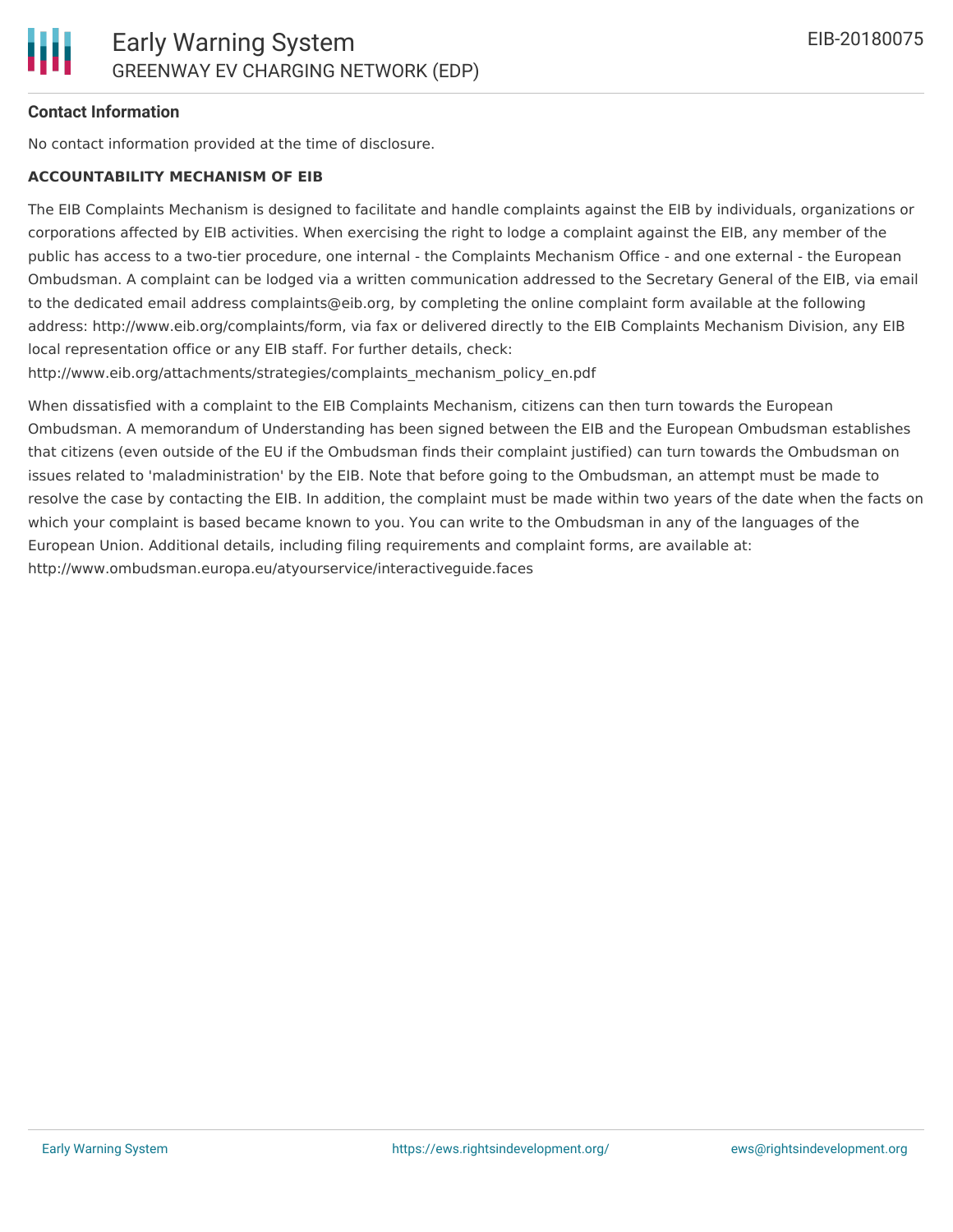## Contact Information

No contact information provided at the time of disclosure.

**ACCOUNTABILITY MECHANISM OF EIB**

The EIB Complaints Mechanism is designed to facilitate and handle complaints against the EIB by individuals, organizations or corporations affected by EIB activities. When exercising the right to lodge a complaint against the EIB, any member of the public has access to a two-tier procedure, one internal - the Complaints Mechanism Office - and one external - the European Ombudsman. A complaint can be lodged via a written communication addressed to the Secretary General of the EIB, via email to the dedicated email address complaints@eib.org, by completing the online complaint form available at the following address: http://www.eib.org/complaints/form, via fax or delivered directly to the EIB Complaints Mechanism Division, any EIB local representation office or any EIB staff. For further details, check: http://www.eib.org/attachments/strategies/complaints_mechanism_policy_en.pdf

When dissatisfied with a complaint to the EIB Complaints Mechanism, citizens can then turn towards the European Ombudsman. A memorandum of Understanding has been signed between the EIB and the European Ombudsman establishes that citizens (even outside of the EU if the Ombudsman finds their complaint justified) can turn towards the Ombudsman on issues related to 'maladministration' by the EIB. Note that before going to the Ombudsman, an attempt must be made to resolve the case by contacting the EIB. In addition, the complaint must be made within two years of the date when the facts on which your complaint is based became known to you. You can write to the Ombudsman in any of the languages of the European Union. Additional details, including filing requirements and complaint forms, are available at: http://www.ombudsman.europa.eu/atyourservice/interactiveguide.faces